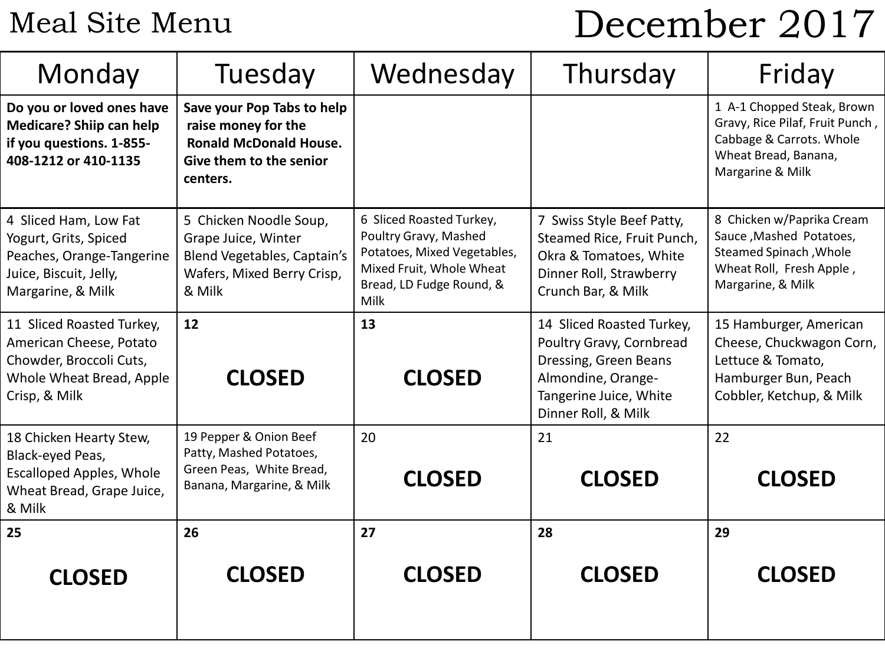# Meal Site Menu

# December 2017

| Monday | Tuesday | Wednesday | Thursday | Friday |
|---|---|---|---|---|
| **Do you or loved ones have Medicare? Shiip can help if you questions. 1-855-408-1212 or 410-1135** | **Save your Pop Tabs to help raise money for the Ronald McDonald House. Give them to the senior centers.** | | | 1 A-1 Chopped Steak, Brown Gravy, Rice Pilaf, Fruit Punch , Cabbage & Carrots. Whole Wheat Bread, Banana, Margarine & Milk |
| 4 Sliced Ham, Low Fat Yogurt, Grits, Spiced Peaches, Orange-Tangerine Juice, Biscuit, Jelly, Margarine, & Milk | 5 Chicken Noodle Soup, Grape Juice, Winter Blend Vegetables, Captain's Wafers, Mixed Berry Crisp, & Milk | 6 Sliced Roasted Turkey, Poultry Gravy, Mashed Potatoes, Mixed Vegetables, Mixed Fruit, Whole Wheat Bread, LD Fudge Round, & Milk | 7 Swiss Style Beef Patty, Steamed Rice, Fruit Punch, Okra & Tomatoes, White Dinner Roll, Strawberry Crunch Bar, & Milk | 8 Chicken w/Paprika Cream Sauce ,Mashed Potatoes, Steamed Spinach ,Whole Wheat Roll, Fresh Apple , Margarine, & Milk |
| 11 Sliced Roasted Turkey, American Cheese, Potato Chowder, Broccoli Cuts, Whole Wheat Bread, Apple Crisp, & Milk | **12** **CLOSED** | **13** **CLOSED** | 14 Sliced Roasted Turkey, Poultry Gravy, Cornbread Dressing, Green Beans Almondine, Orange-Tangerine Juice, White Dinner Roll, & Milk | 15 Hamburger, American Cheese, Chuckwagon Corn, Lettuce & Tomato, Hamburger Bun, Peach Cobbler, Ketchup, & Milk |
| 18 Chicken Hearty Stew, Black-eyed Peas, Escalloped Apples, Whole Wheat Bread, Grape Juice, & Milk | 19 Pepper & Onion Beef Patty, Mashed Potatoes, Green Peas, White Bread, Banana, Margarine, & Milk | 20 **CLOSED** | 21 **CLOSED** | 22 **CLOSED** |
| **25** **CLOSED** | **26** **CLOSED** | **27** **CLOSED** | **28** **CLOSED** | **29** **CLOSED** |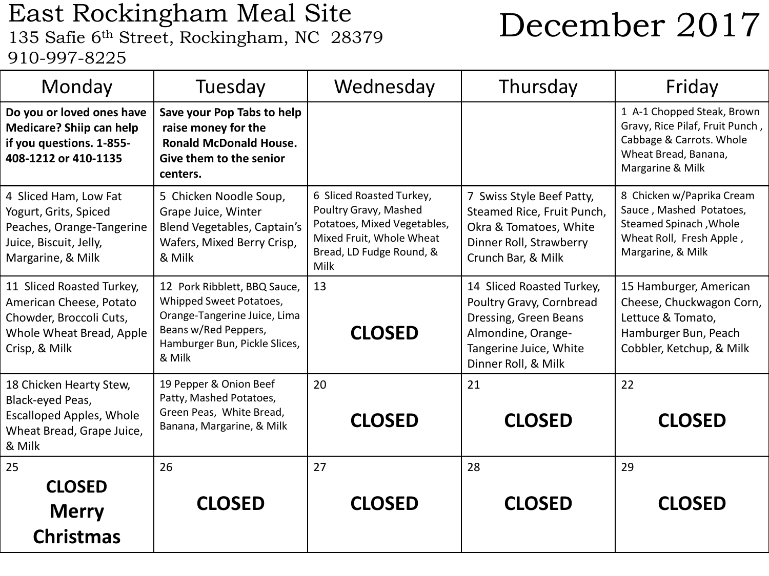# East Rockingham Meal Site

135 Safie 6th Street, Rockingham, NC 28379

910-997-8225

# December 2017

| Monday | Tuesday | Wednesday | Thursday | Friday |
|---|---|---|---|---|
| **Do you or loved ones have Medicare? Shiip can help if you questions. 1-855-408-1212 or 410-1135** | **Save your Pop Tabs to help raise money for the Ronald McDonald House. Give them to the senior centers.** | | | 1 A-1 Chopped Steak, Brown Gravy, Rice Pilaf, Fruit Punch , Cabbage & Carrots. Whole Wheat Bread, Banana, Margarine & Milk |
| 4 Sliced Ham, Low Fat Yogurt, Grits, Spiced Peaches, Orange-Tangerine Juice, Biscuit, Jelly, Margarine, & Milk | 5 Chicken Noodle Soup, Grape Juice, Winter Blend Vegetables, Captain's Wafers, Mixed Berry Crisp, & Milk | 6 Sliced Roasted Turkey, Poultry Gravy, Mashed Potatoes, Mixed Vegetables, Mixed Fruit, Whole Wheat Bread, LD Fudge Round, & Milk | 7 Swiss Style Beef Patty, Steamed Rice, Fruit Punch, Okra & Tomatoes, White Dinner Roll, Strawberry Crunch Bar, & Milk | 8 Chicken w/Paprika Cream Sauce , Mashed Potatoes, Steamed Spinach ,Whole Wheat Roll, Fresh Apple , Margarine, & Milk |
| 11 Sliced Roasted Turkey, American Cheese, Potato Chowder, Broccoli Cuts, Whole Wheat Bread, Apple Crisp, & Milk | 12 Pork Ribblett, BBQ Sauce, Whipped Sweet Potatoes, Orange-Tangerine Juice, Lima Beans w/Red Peppers, Hamburger Bun, Pickle Slices, & Milk | 13 **CLOSED** | 14 Sliced Roasted Turkey, Poultry Gravy, Cornbread Dressing, Green Beans Almondine, Orange-Tangerine Juice, White Dinner Roll, & Milk | 15 Hamburger, American Cheese, Chuckwagon Corn, Lettuce & Tomato, Hamburger Bun, Peach Cobbler, Ketchup, & Milk |
| 18 Chicken Hearty Stew, Black-eyed Peas, Escalloped Apples, Whole Wheat Bread, Grape Juice, & Milk | 19 Pepper & Onion Beef Patty, Mashed Potatoes, Green Peas, White Bread, Banana, Margarine, & Milk | 20 **CLOSED** | 21 **CLOSED** | 22 **CLOSED** |
| 25 **CLOSED Merry Christmas** | 26 **CLOSED** | 27 **CLOSED** | 28 **CLOSED** | 29 **CLOSED** |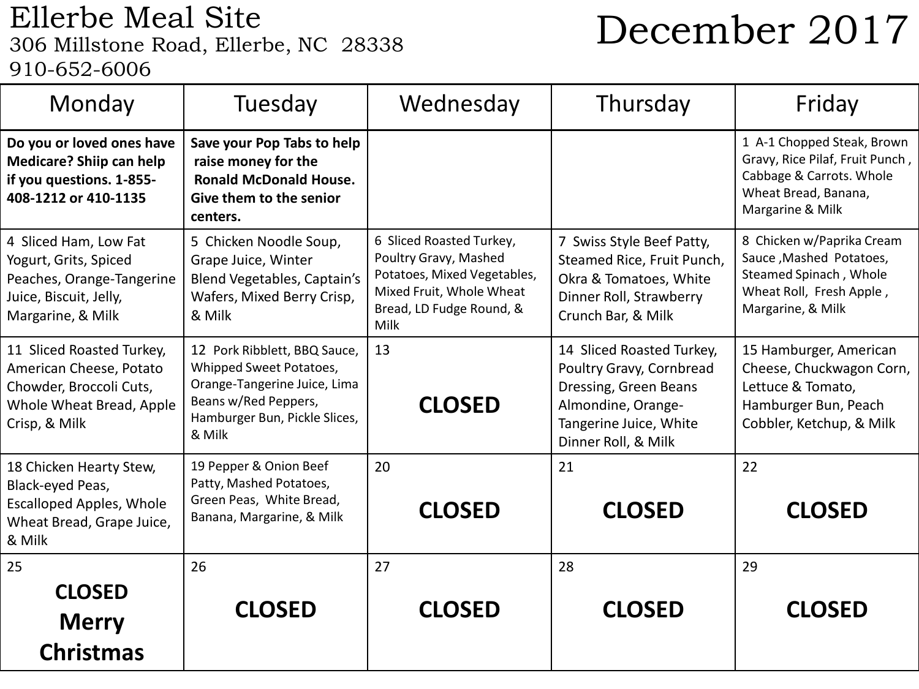# Ellerbe Meal Site

306 Millstone Road, Ellerbe, NC 28338

910-652-6006

# December 2017

| Monday | Tuesday | Wednesday | Thursday | Friday |
|---|---|---|---|---|
| **Do you or loved ones have Medicare? Shiip can help if you questions. 1-855-408-1212 or 410-1135** | **Save your Pop Tabs to help raise money for the Ronald McDonald House. Give them to the senior centers.** | | | 1 A-1 Chopped Steak, Brown Gravy, Rice Pilaf, Fruit Punch , Cabbage & Carrots. Whole Wheat Bread, Banana, Margarine & Milk |
| 4 Sliced Ham, Low Fat Yogurt, Grits, Spiced Peaches, Orange-Tangerine Juice, Biscuit, Jelly, Margarine, & Milk | 5 Chicken Noodle Soup, Grape Juice, Winter Blend Vegetables, Captain's Wafers, Mixed Berry Crisp, & Milk | 6 Sliced Roasted Turkey, Poultry Gravy, Mashed Potatoes, Mixed Vegetables, Mixed Fruit, Whole Wheat Bread, LD Fudge Round, & Milk | 7 Swiss Style Beef Patty, Steamed Rice, Fruit Punch, Okra & Tomatoes, White Dinner Roll, Strawberry Crunch Bar, & Milk | 8 Chicken w/Paprika Cream Sauce ,Mashed Potatoes, Steamed Spinach , Whole Wheat Roll, Fresh Apple , Margarine, & Milk |
| 11 Sliced Roasted Turkey, American Cheese, Potato Chowder, Broccoli Cuts, Whole Wheat Bread, Apple Crisp, & Milk | 12 Pork Ribblett, BBQ Sauce, Whipped Sweet Potatoes, Orange-Tangerine Juice, Lima Beans w/Red Peppers, Hamburger Bun, Pickle Slices, & Milk | 13 **CLOSED** | 14 Sliced Roasted Turkey, Poultry Gravy, Cornbread Dressing, Green Beans Almondine, Orange-Tangerine Juice, White Dinner Roll, & Milk | 15 Hamburger, American Cheese, Chuckwagon Corn, Lettuce & Tomato, Hamburger Bun, Peach Cobbler, Ketchup, & Milk |
| 18 Chicken Hearty Stew, Black-eyed Peas, Escalloped Apples, Whole Wheat Bread, Grape Juice, & Milk | 19 Pepper & Onion Beef Patty, Mashed Potatoes, Green Peas, White Bread, Banana, Margarine, & Milk | 20 **CLOSED** | 21 **CLOSED** | 22 **CLOSED** |
| 25 **CLOSED Merry Christmas** | 26 **CLOSED** | 27 **CLOSED** | 28 **CLOSED** | 29 **CLOSED** |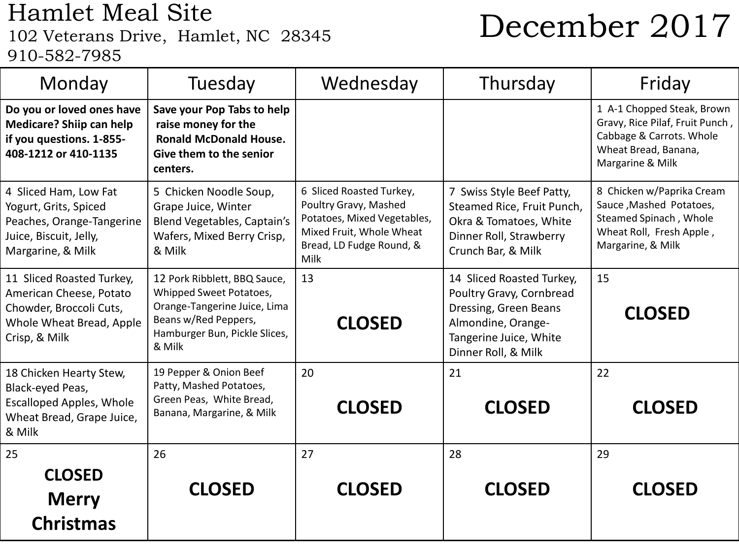# Hamlet Meal Site

102 Veterans Drive, Hamlet, NC 28345
910-582-7985

# December 2017

| Monday | Tuesday | Wednesday | Thursday | Friday |
|---|---|---|---|---|
| **Do you or loved ones have Medicare? Shiip can help if you questions. 1-855-408-1212 or 410-1135** | **Save your Pop Tabs to help raise money for the Ronald McDonald House. Give them to the senior centers.** | | | 1 A-1 Chopped Steak, Brown Gravy, Rice Pilaf, Fruit Punch , Cabbage & Carrots. Whole Wheat Bread, Banana, Margarine & Milk |
| 4 Sliced Ham, Low Fat Yogurt, Grits, Spiced Peaches, Orange-Tangerine Juice, Biscuit, Jelly, Margarine, & Milk | 5 Chicken Noodle Soup, Grape Juice, Winter Blend Vegetables, Captain's Wafers, Mixed Berry Crisp, & Milk | 6 Sliced Roasted Turkey, Poultry Gravy, Mashed Potatoes, Mixed Vegetables, Mixed Fruit, Whole Wheat Bread, LD Fudge Round, & Milk | 7 Swiss Style Beef Patty, Steamed Rice, Fruit Punch, Okra & Tomatoes, White Dinner Roll, Strawberry Crunch Bar, & Milk | 8 Chicken w/Paprika Cream Sauce ,Mashed Potatoes, Steamed Spinach , Whole Wheat Roll, Fresh Apple , Margarine, & Milk |
| 11 Sliced Roasted Turkey, American Cheese, Potato Chowder, Broccoli Cuts, Whole Wheat Bread, Apple Crisp, & Milk | 12 Pork Ribblett, BBQ Sauce, Whipped Sweet Potatoes, Orange-Tangerine Juice, Lima Beans w/Red Peppers, Hamburger Bun, Pickle Slices, & Milk | 13 **CLOSED** | 14 Sliced Roasted Turkey, Poultry Gravy, Cornbread Dressing, Green Beans Almondine, Orange-Tangerine Juice, White Dinner Roll, & Milk | 15 **CLOSED** |
| 18 Chicken Hearty Stew, Black-eyed Peas, Escalloped Apples, Whole Wheat Bread, Grape Juice, & Milk | 19 Pepper & Onion Beef Patty, Mashed Potatoes, Green Peas, White Bread, Banana, Margarine, & Milk | 20 **CLOSED** | 21 **CLOSED** | 22 **CLOSED** |
| 25 **CLOSED Merry Christmas** | 26 **CLOSED** | 27 **CLOSED** | 28 **CLOSED** | 29 **CLOSED** |